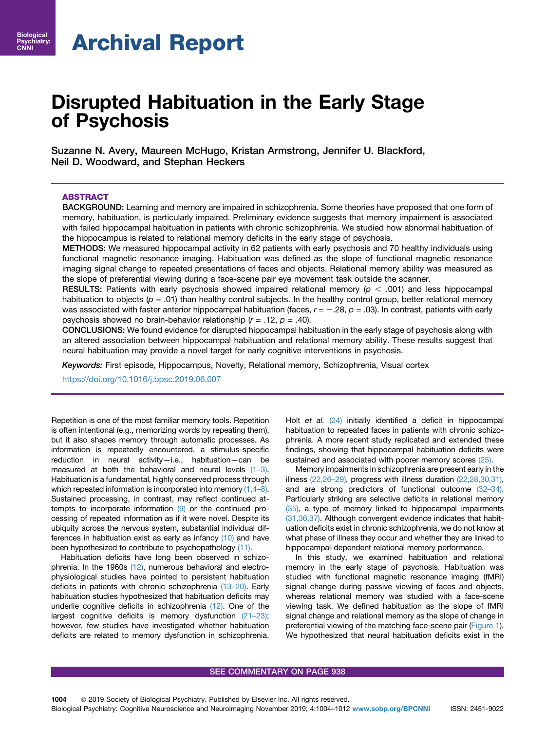Archival Report

# Disrupted Habituation in the Early Stage of Psychosis

Suzanne N. Avery, Maureen McHugo, Kristan Armstrong, Jennifer U. Blackford, Neil D. Woodward, and Stephan Heckers

## ABSTRACT

**BACKGROUND:** Learning and memory are impaired in schizophrenia. Some theories have proposed that one form of memory, habituation, is particularly impaired. Preliminary evidence suggests that memory impairment is associated with failed hippocampal habituation in patients with chronic schizophrenia. We studied how abnormal habituation of the hippocampus is related to relational memory deficits in the early stage of psychosis.

**METHODS:** We measured hippocampal activity in 62 patients with early psychosis and 70 healthy individuals using functional magnetic resonance imaging. Habituation was defined as the slope of functional magnetic resonance imaging signal change to repeated presentations of faces and objects. Relational memory ability was measured as the slope of preferential viewing during a face-scene pair eye movement task outside the scanner.

**RESULTS:** Patients with early psychosis showed impaired relational memory ($p < .001$) and less hippocampal habituation to objects ($p = .01$) than healthy control subjects. In the healthy control group, better relational memory was associated with faster anterior hippocampal habituation (faces, $r = -.28$, $p = .03$). In contrast, patients with early psychosis showed no brain-behavior relationship ($r = .12$, $p = .40$).

**CONCLUSIONS:** We found evidence for disrupted hippocampal habituation in the early stage of psychosis along with an altered association between hippocampal habituation and relational memory ability. These results suggest that neural habituation may provide a novel target for early cognitive interventions in psychosis.

*Keywords:* First episode, Hippocampus, Novelty, Relational memory, Schizophrenia, Visual cortex

https://doi.org/10.1016/j.bpsc.2019.06.007

Repetition is one of the most familiar memory tools. Repetition is often intentional (e.g., memorizing words by repeating them), but it also shapes memory through automatic processes. As information is repeatedly encountered, a stimulus-specific reduction in neural activity—i.e., habituation—can be measured at both the behavioral and neural levels (1–3). Habituation is a fundamental, highly conserved process through which repeated information is incorporated into memory (1,4–8). Sustained processing, in contrast, may reflect continued attempts to incorporate information (9) or the continued processing of repeated information as if it were novel. Despite its ubiquity across the nervous system, substantial individual differences in habituation exist as early as infancy (10) and have been hypothesized to contribute to psychopathology (11).

Habituation deficits have long been observed in schizophrenia. In the 1960s (12), numerous behavioral and electrophysiological studies have pointed to persistent habituation deficits in patients with chronic schizophrenia (13–20). Early habituation studies hypothesized that habituation deficits may underlie cognitive deficits in schizophrenia (12). One of the largest cognitive deficits is memory dysfunction (21–23); however, few studies have investigated whether habituation deficits are related to memory dysfunction in schizophrenia. Holt *et al.* (24) initially identified a deficit in hippocampal habituation to repeated faces in patients with chronic schizophrenia. A more recent study replicated and extended these findings, showing that hippocampal habituation deficits were sustained and associated with poorer memory scores (25).

Memory impairments in schizophrenia are present early in the illness (22,26–29), progress with illness duration (22,28,30,31), and are strong predictors of functional outcome (32–34). Particularly striking are selective deficits in relational memory (35), a type of memory linked to hippocampal impairments (31,36,37). Although convergent evidence indicates that habituation deficits exist in chronic schizophrenia, we do not know at what phase of illness they occur and whether they are linked to hippocampal-dependent relational memory performance.

In this study, we examined habituation and relational memory in the early stage of psychosis. Habituation was studied with functional magnetic resonance imaging (fMRI) signal change during passive viewing of faces and objects, whereas relational memory was studied with a face-scene viewing task. We defined habituation as the slope of fMRI signal change and relational memory as the slope of change in preferential viewing of the matching face-scene pair (Figure 1). We hypothesized that neural habituation deficits exist in the

SEE COMMENTARY ON PAGE 938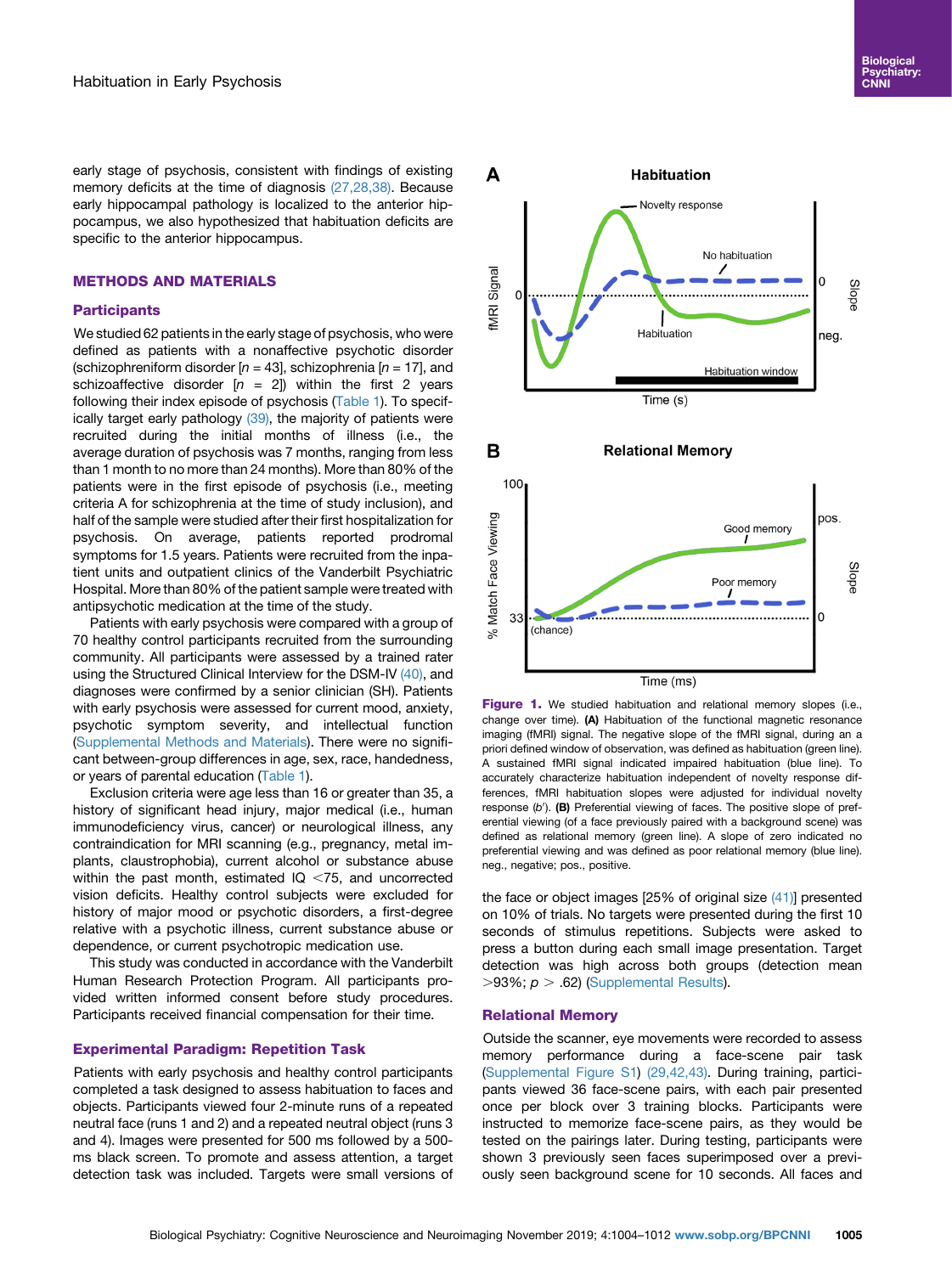early stage of psychosis, consistent with findings of existing memory deficits at the time of diagnosis (27,28,38). Because early hippocampal pathology is localized to the anterior hippocampus, we also hypothesized that habituation deficits are specific to the anterior hippocampus.

## METHODS AND MATERIALS

### Participants

We studied 62 patients in the early stage of psychosis, who were defined as patients with a nonaffective psychotic disorder (schizophreniform disorder [$n = 43$], schizophrenia [$n = 17$], and schizoaffective disorder [$n = 2$]) within the first 2 years following their index episode of psychosis (Table 1). To specifically target early pathology (39), the majority of patients were recruited during the initial months of illness (i.e., the average duration of psychosis was 7 months, ranging from less than 1 month to no more than 24 months). More than 80% of the patients were in the first episode of psychosis (i.e., meeting criteria A for schizophrenia at the time of study inclusion), and half of the sample were studied after their first hospitalization for psychosis. On average, patients reported prodromal symptoms for 1.5 years. Patients were recruited from the inpatient units and outpatient clinics of the Vanderbilt Psychiatric Hospital. More than 80% of the patient sample were treated with antipsychotic medication at the time of the study.

Patients with early psychosis were compared with a group of 70 healthy control participants recruited from the surrounding community. All participants were assessed by a trained rater using the Structured Clinical Interview for the DSM-IV (40), and diagnoses were confirmed by a senior clinician (SH). Patients with early psychosis were assessed for current mood, anxiety, psychotic symptom severity, and intellectual function (Supplemental Methods and Materials). There were no significant between-group differences in age, sex, race, handedness, or years of parental education (Table 1).

Exclusion criteria were age less than 16 or greater than 35, a history of significant head injury, major medical (i.e., human immunodeficiency virus, cancer) or neurological illness, any contraindication for MRI scanning (e.g., pregnancy, metal implants, claustrophobia), current alcohol or substance abuse within the past month, estimated IQ <75, and uncorrected vision deficits. Healthy control subjects were excluded for history of major mood or psychotic disorders, a first-degree relative with a psychotic illness, current substance abuse or dependence, or current psychotropic medication use.

This study was conducted in accordance with the Vanderbilt Human Research Protection Program. All participants provided written informed consent before study procedures. Participants received financial compensation for their time.

### Experimental Paradigm: Repetition Task

Patients with early psychosis and healthy control participants completed a task designed to assess habituation to faces and objects. Participants viewed four 2-minute runs of a repeated neutral face (runs 1 and 2) and a repeated neutral object (runs 3 and 4). Images were presented for 500 ms followed by a 500-ms black screen. To promote and assess attention, a target detection task was included. Targets were small versions of the face or object images [25% of original size (41)] presented on 10% of trials. No targets were presented during the first 10 seconds of stimulus repetitions. Subjects were asked to press a button during each small image presentation. Target detection was high across both groups (detection mean >93%; $p > .62$) (Supplemental Results).

**Figure 1.** We studied habituation and relational memory slopes (i.e., change over time). **(A)** Habituation of the functional magnetic resonance imaging (fMRI) signal. The negative slope of the fMRI signal, during an a priori defined window of observation, was defined as habituation (green line). A sustained fMRI signal indicated impaired habituation (blue line). To accurately characterize habituation independent of novelty response differences, fMRI habituation slopes were adjusted for individual novelty response ($b'$). **(B)** Preferential viewing of faces. The positive slope of preferential viewing (of a face previously paired with a background scene) was defined as relational memory (green line). A slope of zero indicated no preferential viewing and was defined as poor relational memory (blue line). neg., negative; pos., positive.

### Relational Memory

Outside the scanner, eye movements were recorded to assess memory performance during a face-scene pair task (Supplemental Figure S1) (29,42,43). During training, participants viewed 36 face-scene pairs, with each pair presented once per block over 3 training blocks. Participants were instructed to memorize face-scene pairs, as they would be tested on the pairings later. During testing, participants were shown 3 previously seen faces superimposed over a previously seen background scene for 10 seconds. All faces and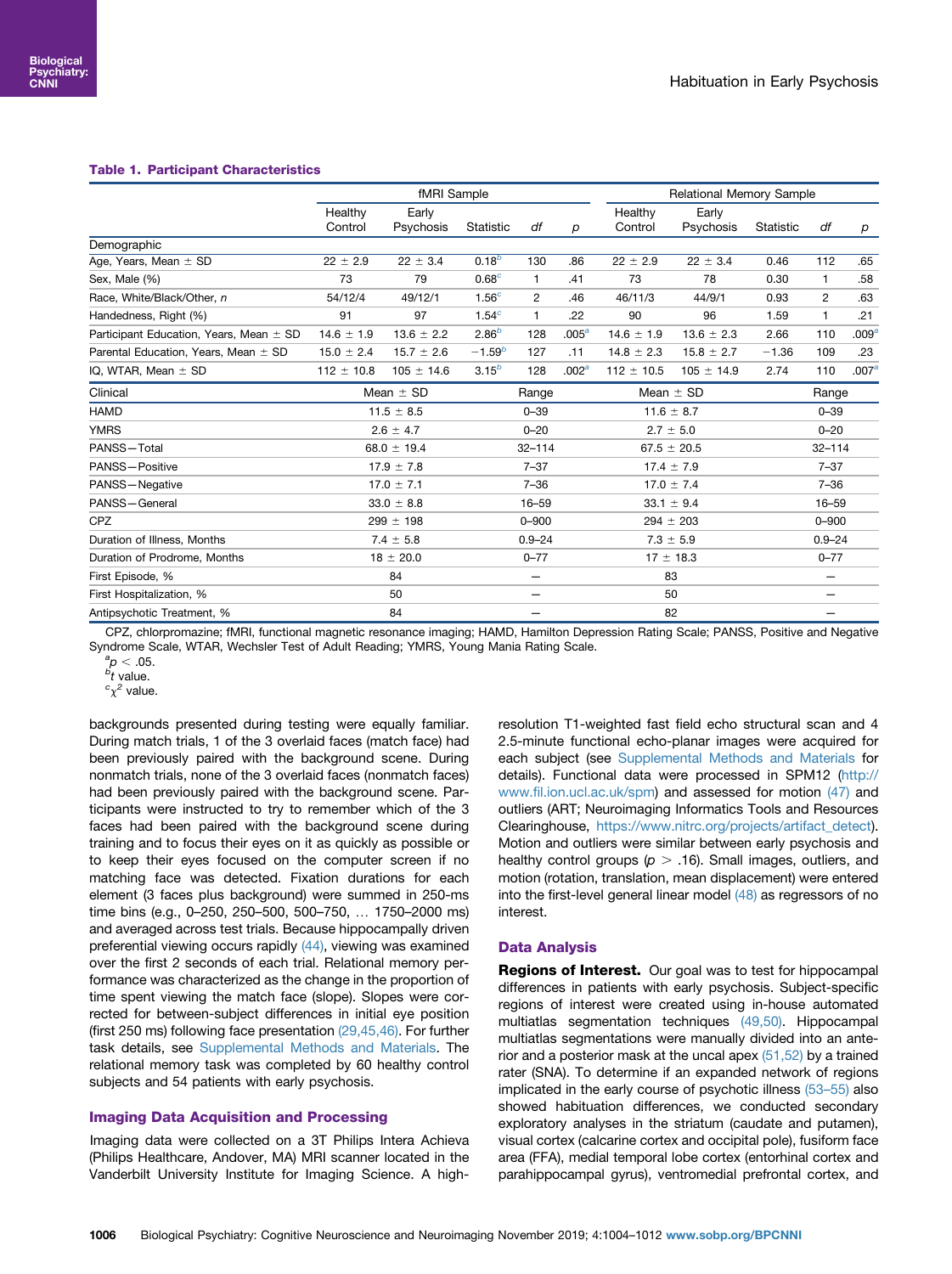**Table 1. Participant Characteristics**

| | fMRI Sample | | | | | Relational Memory Sample | | | | |
|---|---|---|---|---|---|---|---|---|---|---|
| | Healthy Control | Early Psychosis | Statistic | df | p | Healthy Control | Early Psychosis | Statistic | df | p |
| Demographic | | | | | | | | | | |
| Age, Years, Mean ± SD | 22 ± 2.9 | 22 ± 3.4 | 0.18[b] | 130 | .86 | 22 ± 2.9 | 22 ± 3.4 | 0.46 | 112 | .65 |
| Sex, Male (%) | 73 | 79 | 0.68[c] | 1 | .41 | 73 | 78 | 0.30 | 1 | .58 |
| Race, White/Black/Other, n | 54/12/4 | 49/12/1 | 1.56[c] | 2 | .46 | 46/11/3 | 44/9/1 | 0.93 | 2 | .63 |
| Handedness, Right (%) | 91 | 97 | 1.54[c] | 1 | .22 | 90 | 96 | 1.59 | 1 | .21 |
| Participant Education, Years, Mean ± SD | 14.6 ± 1.9 | 13.6 ± 2.2 | 2.86[b] | 128 | .005[a] | 14.6 ± 1.9 | 13.6 ± 2.3 | 2.66 | 110 | .009[a] |
| Parental Education, Years, Mean ± SD | 15.0 ± 2.4 | 15.7 ± 2.6 | −1.59[b] | 127 | .11 | 14.8 ± 2.3 | 15.8 ± 2.7 | −1.36 | 109 | .23 |
| IQ, WTAR, Mean ± SD | 112 ± 10.8 | 105 ± 14.6 | 3.15[b] | 128 | .002[a] | 112 ± 10.5 | 105 ± 14.9 | 2.74 | 110 | .007[a] |
| Clinical | Mean ± SD | | | Range | | Mean ± SD | | | Range | |
| HAMD | 11.5 ± 8.5 | | | 0–39 | | 11.6 ± 8.7 | | | 0–39 | |
| YMRS | 2.6 ± 4.7 | | | 0–20 | | 2.7 ± 5.0 | | | 0–20 | |
| PANSS—Total | 68.0 ± 19.4 | | | 32–114 | | 67.5 ± 20.5 | | | 32–114 | |
| PANSS—Positive | 17.9 ± 7.8 | | | 7–37 | | 17.4 ± 7.9 | | | 7–37 | |
| PANSS—Negative | 17.0 ± 7.1 | | | 7–36 | | 17.0 ± 7.4 | | | 7–36 | |
| PANSS—General | 33.0 ± 8.8 | | | 16–59 | | 33.1 ± 9.4 | | | 16–59 | |
| CPZ | 299 ± 198 | | | 0–900 | | 294 ± 203 | | | 0–900 | |
| Duration of Illness, Months | 7.4 ± 5.8 | | | 0.9–24 | | 7.3 ± 5.9 | | | 0.9–24 | |
| Duration of Prodrome, Months | 18 ± 20.0 | | | 0–77 | | 17 ± 18.3 | | | 0–77 | |
| First Episode, % | 84 | | | — | | 83 | | | — | |
| First Hospitalization, % | 50 | | | — | | 50 | | | — | |
| Antipsychotic Treatment, % | 84 | | | — | | 82 | | | — | |

CPZ, chlorpromazine; fMRI, functional magnetic resonance imaging; HAMD, Hamilton Depression Rating Scale; PANSS, Positive and Negative Syndrome Scale, WTAR, Wechsler Test of Adult Reading; YMRS, Young Mania Rating Scale.

[a] $p < .05$.

[b] $t$ value.

[c] $\chi^2$ value.

backgrounds presented during testing were equally familiar. During match trials, 1 of the 3 overlaid faces (match face) had been previously paired with the background scene. During nonmatch trials, none of the 3 overlaid faces (nonmatch faces) had been previously paired with the background scene. Participants were instructed to try to remember which of the 3 faces had been paired with the background scene during training and to focus their eyes on it as quickly as possible or to keep their eyes focused on the computer screen if no matching face was detected. Fixation durations for each element (3 faces plus background) were summed in 250-ms time bins (e.g., 0–250, 250–500, 500–750, … 1750–2000 ms) and averaged across test trials. Because hippocampally driven preferential viewing occurs rapidly (44), viewing was examined over the first 2 seconds of each trial. Relational memory performance was characterized as the change in the proportion of time spent viewing the match face (slope). Slopes were corrected for between-subject differences in initial eye position (first 250 ms) following face presentation (29,45,46). For further task details, see Supplemental Methods and Materials. The relational memory task was completed by 60 healthy control subjects and 54 patients with early psychosis.

### Imaging Data Acquisition and Processing

Imaging data were collected on a 3T Philips Intera Achieva (Philips Healthcare, Andover, MA) MRI scanner located in the Vanderbilt University Institute for Imaging Science. A high-resolution T1-weighted fast field echo structural scan and 4 2.5-minute functional echo-planar images were acquired for each subject (see Supplemental Methods and Materials for details). Functional data were processed in SPM12 (http://www.fil.ion.ucl.ac.uk/spm) and assessed for motion (47) and outliers (ART; Neuroimaging Informatics Tools and Resources Clearinghouse, https://www.nitrc.org/projects/artifact_detect). Motion and outliers were similar between early psychosis and healthy control groups ($p > .16$). Small images, outliers, and motion (rotation, translation, mean displacement) were entered into the first-level general linear model (48) as regressors of no interest.

### Data Analysis

**Regions of Interest.** Our goal was to test for hippocampal differences in patients with early psychosis. Subject-specific regions of interest were created using in-house automated multiatlas segmentation techniques (49,50). Hippocampal multiatlas segmentations were manually divided into an anterior and a posterior mask at the uncal apex (51,52) by a trained rater (SNA). To determine if an expanded network of regions implicated in the early course of psychotic illness (53–55) also showed habituation differences, we conducted secondary exploratory analyses in the striatum (caudate and putamen), visual cortex (calcarine cortex and occipital pole), fusiform face area (FFA), medial temporal lobe cortex (entorhinal cortex and parahippocampal gyrus), ventromedial prefrontal cortex, and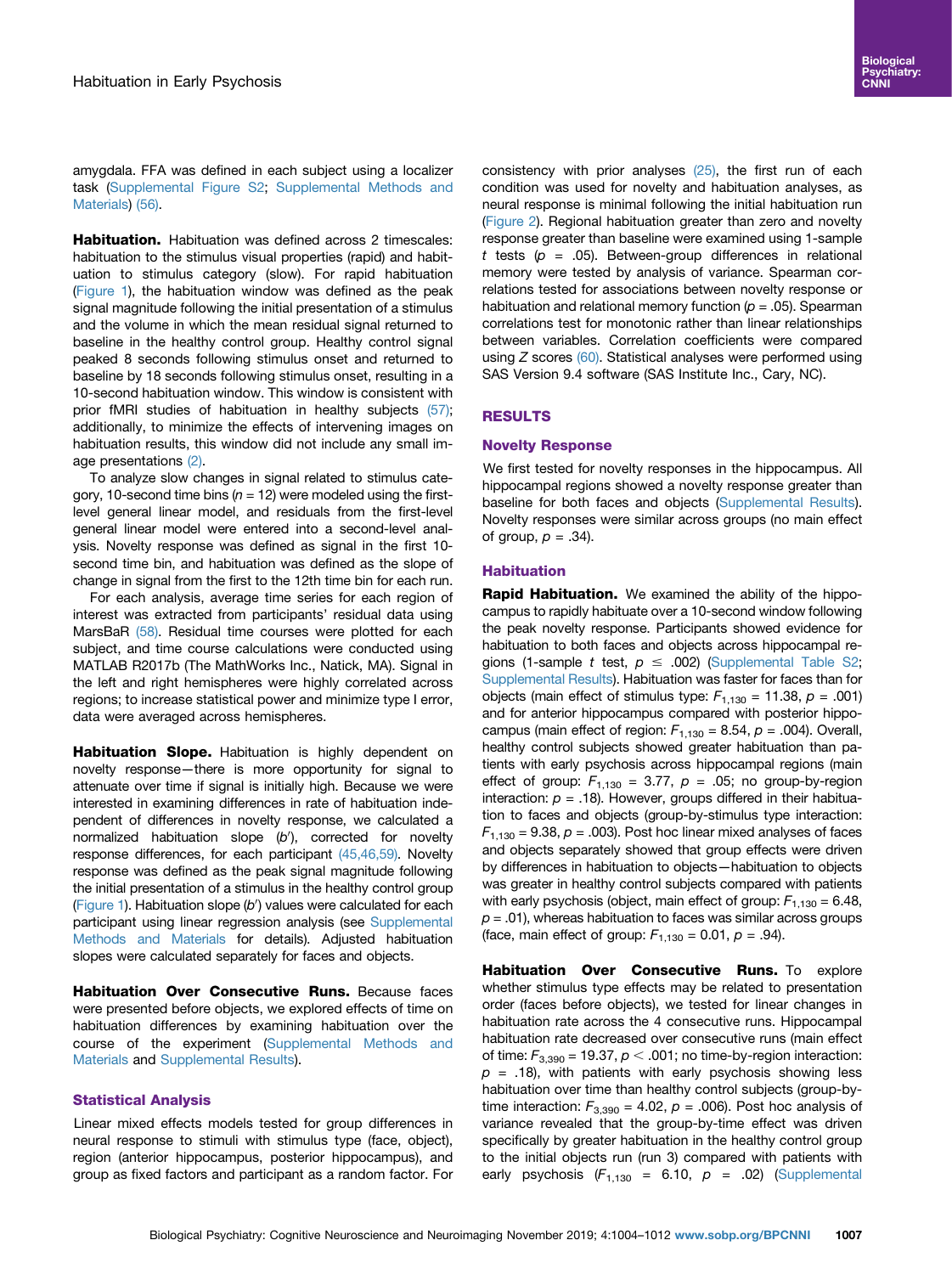amygdala. FFA was defined in each subject using a localizer task (Supplemental Figure S2; Supplemental Methods and Materials) (56).

**Habituation.** Habituation was defined across 2 timescales: habituation to the stimulus visual properties (rapid) and habituation to stimulus category (slow). For rapid habituation (Figure 1), the habituation window was defined as the peak signal magnitude following the initial presentation of a stimulus and the volume in which the mean residual signal returned to baseline in the healthy control group. Healthy control signal peaked 8 seconds following stimulus onset and returned to baseline by 18 seconds following stimulus onset, resulting in a 10-second habituation window. This window is consistent with prior fMRI studies of habituation in healthy subjects (57); additionally, to minimize the effects of intervening images on habituation results, this window did not include any small image presentations (2).

To analyze slow changes in signal related to stimulus category, 10-second time bins ($n$ = 12) were modeled using the first-level general linear model, and residuals from the first-level general linear model were entered into a second-level analysis. Novelty response was defined as signal in the first 10-second time bin, and habituation was defined as the slope of change in signal from the first to the 12th time bin for each run.

For each analysis, average time series for each region of interest was extracted from participants' residual data using MarsBaR (58). Residual time courses were plotted for each subject, and time course calculations were conducted using MATLAB R2017b (The MathWorks Inc., Natick, MA). Signal in the left and right hemispheres were highly correlated across regions; to increase statistical power and minimize type I error, data were averaged across hemispheres.

**Habituation Slope.** Habituation is highly dependent on novelty response—there is more opportunity for signal to attenuate over time if signal is initially high. Because we were interested in examining differences in rate of habituation independent of differences in novelty response, we calculated a normalized habituation slope ($b'$), corrected for novelty response differences, for each participant (45,46,59). Novelty response was defined as the peak signal magnitude following the initial presentation of a stimulus in the healthy control group (Figure 1). Habituation slope ($b'$) values were calculated for each participant using linear regression analysis (see Supplemental Methods and Materials for details). Adjusted habituation slopes were calculated separately for faces and objects.

**Habituation Over Consecutive Runs.** Because faces were presented before objects, we explored effects of time on habituation differences by examining habituation over the course of the experiment (Supplemental Methods and Materials and Supplemental Results).

### Statistical Analysis

Linear mixed effects models tested for group differences in neural response to stimuli with stimulus type (face, object), region (anterior hippocampus, posterior hippocampus), and group as fixed factors and participant as a random factor. For consistency with prior analyses (25), the first run of each condition was used for novelty and habituation analyses, as neural response is minimal following the initial habituation run (Figure 2). Regional habituation greater than zero and novelty response greater than baseline were examined using 1-sample $t$ tests ($p$ = .05). Between-group differences in relational memory were tested by analysis of variance. Spearman correlations tested for associations between novelty response or habituation and relational memory function ($p$ = .05). Spearman correlations test for monotonic rather than linear relationships between variables. Correlation coefficients were compared using $Z$ scores (60). Statistical analyses were performed using SAS Version 9.4 software (SAS Institute Inc., Cary, NC).

## RESULTS

### Novelty Response

We first tested for novelty responses in the hippocampus. All hippocampal regions showed a novelty response greater than baseline for both faces and objects (Supplemental Results). Novelty responses were similar across groups (no main effect of group, $p$ = .34).

### Habituation

**Rapid Habituation.** We examined the ability of the hippocampus to rapidly habituate over a 10-second window following the peak novelty response. Participants showed evidence for habituation to both faces and objects across hippocampal regions (1-sample $t$ test, $p \leq .002$) (Supplemental Table S2; Supplemental Results). Habituation was faster for faces than for objects (main effect of stimulus type: $F_{1,130}$ = 11.38, $p$ = .001) and for anterior hippocampus compared with posterior hippocampus (main effect of region: $F_{1,130}$ = 8.54, $p$ = .004). Overall, healthy control subjects showed greater habituation than patients with early psychosis across hippocampal regions (main effect of group: $F_{1,130}$ = 3.77, $p$ = .05; no group-by-region interaction: $p$ = .18). However, groups differed in their habituation to faces and objects (group-by-stimulus type interaction: $F_{1,130}$ = 9.38, $p$ = .003). Post hoc linear mixed analyses of faces and objects separately showed that group effects were driven by differences in habituation to objects—habituation to objects was greater in healthy control subjects compared with patients with early psychosis (object, main effect of group: $F_{1,130}$ = 6.48, $p$ = .01), whereas habituation to faces was similar across groups (face, main effect of group: $F_{1,130}$ = 0.01, $p$ = .94).

**Habituation Over Consecutive Runs.** To explore whether stimulus type effects may be related to presentation order (faces before objects), we tested for linear changes in habituation rate across the 4 consecutive runs. Hippocampal habituation rate decreased over consecutive runs (main effect of time: $F_{3,390}$ = 19.37, $p < .001$; no time-by-region interaction: $p$ = .18), with patients with early psychosis showing less habituation over time than healthy control subjects (group-by-time interaction: $F_{3,390}$ = 4.02, $p$ = .006). Post hoc analysis of variance revealed that the group-by-time effect was driven specifically by greater habituation in the healthy control group to the initial objects run (run 3) compared with patients with early psychosis ($F_{1,130}$ = 6.10, $p$ = .02) (Supplemental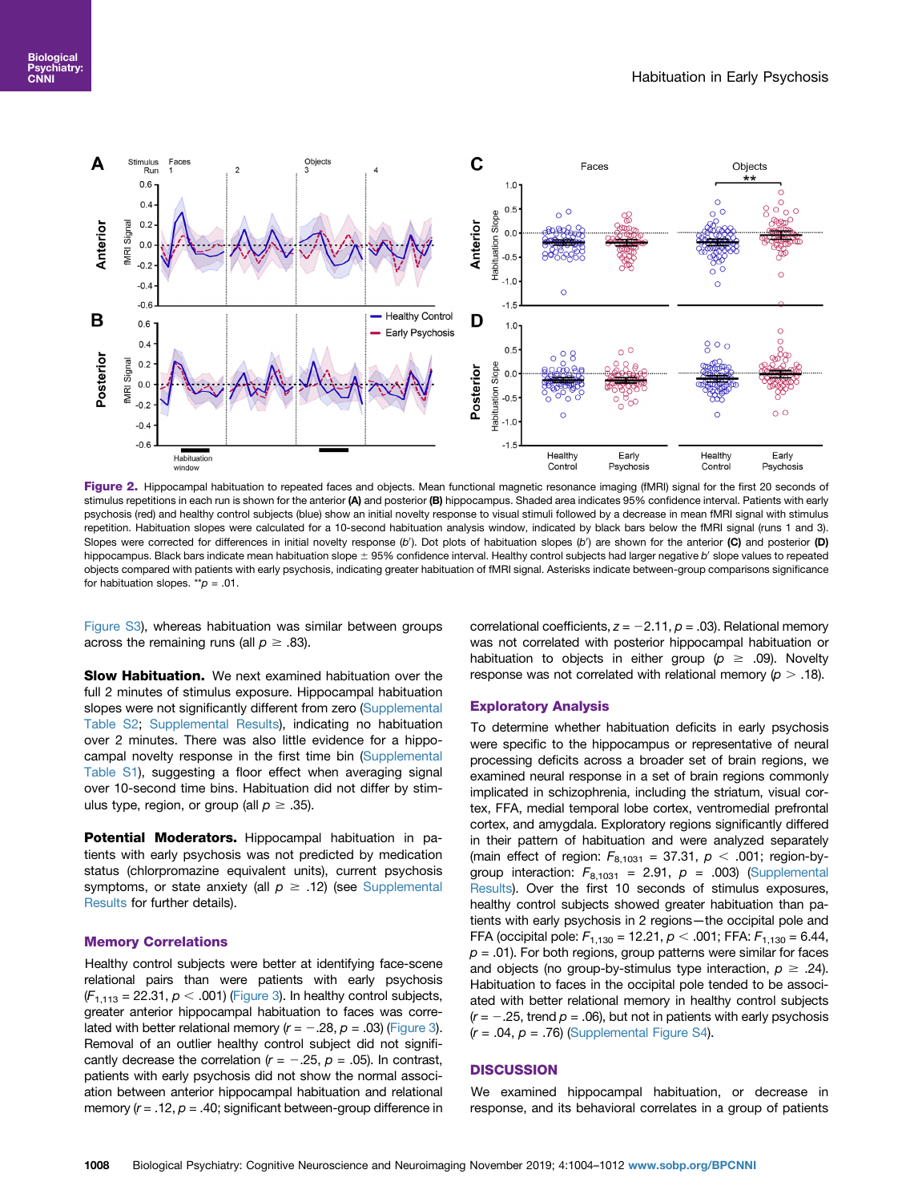**Figure 2.** Hippocampal habituation to repeated faces and objects. Mean functional magnetic resonance imaging (fMRI) signal for the first 20 seconds of stimulus repetitions in each run is shown for the anterior **(A)** and posterior **(B)** hippocampus. Shaded area indicates 95% confidence interval. Patients with early psychosis (red) and healthy control subjects (blue) show an initial novelty response to visual stimuli followed by a decrease in mean fMRI signal with stimulus repetition. Habituation slopes were calculated for a 10-second habituation analysis window, indicated by black bars below the fMRI signal (runs 1 and 3). Slopes were corrected for differences in initial novelty response ($b'$). Dot plots of habituation slopes ($b'$) are shown for the anterior **(C)** and posterior **(D)** hippocampus. Black bars indicate mean habituation slope ± 95% confidence interval. Healthy control subjects had larger negative $b'$ slope values to repeated objects compared with patients with early psychosis, indicating greater habituation of fMRI signal. Asterisks indicate between-group comparisons significance for habituation slopes. $^{**}p$ = .01.

Figure S3), whereas habituation was similar between groups across the remaining runs (all $p \geq .83$).

**Slow Habituation.** We next examined habituation over the full 2 minutes of stimulus exposure. Hippocampal habituation slopes were not significantly different from zero (Supplemental Table S2; Supplemental Results), indicating no habituation over 2 minutes. There was also little evidence for a hippocampal novelty response in the first time bin (Supplemental Table S1), suggesting a floor effect when averaging signal over 10-second time bins. Habituation did not differ by stimulus type, region, or group (all $p \geq .35$).

**Potential Moderators.** Hippocampal habituation in patients with early psychosis was not predicted by medication status (chlorpromazine equivalent units), current psychosis symptoms, or state anxiety (all $p \geq .12$) (see Supplemental Results for further details).

### Memory Correlations

Healthy control subjects were better at identifying face-scene relational pairs than were patients with early psychosis ($F_{1,113}$ = 22.31, $p < .001$) (Figure 3). In healthy control subjects, greater anterior hippocampal habituation to faces was correlated with better relational memory ($r = -.28$, $p = .03$) (Figure 3). Removal of an outlier healthy control subject did not significantly decrease the correlation ($r = -.25$, $p = .05$). In contrast, patients with early psychosis did not show the normal association between anterior hippocampal habituation and relational memory ($r = .12$, $p = .40$; significant between-group difference in correlational coefficients, $z = -2.11$, $p = .03$). Relational memory was not correlated with posterior hippocampal habituation or habituation to objects in either group ($p \geq .09$). Novelty response was not correlated with relational memory ($p > .18$).

### Exploratory Analysis

To determine whether habituation deficits in early psychosis were specific to the hippocampus or representative of neural processing deficits across a broader set of brain regions, we examined neural response in a set of brain regions commonly implicated in schizophrenia, including the striatum, visual cortex, FFA, medial temporal lobe cortex, ventromedial prefrontal cortex, and amygdala. Exploratory regions significantly differed in their pattern of habituation and were analyzed separately (main effect of region: $F_{8,1031}$ = 37.31, $p < .001$; region-by-group interaction: $F_{8,1031}$ = 2.91, $p$ = .003) (Supplemental Results). Over the first 10 seconds of stimulus exposures, healthy control subjects showed greater habituation than patients with early psychosis in 2 regions—the occipital pole and FFA (occipital pole: $F_{1,130}$ = 12.21, $p < .001$; FFA: $F_{1,130}$ = 6.44, $p$ = .01). For both regions, group patterns were similar for faces and objects (no group-by-stimulus type interaction, $p \geq .24$). Habituation to faces in the occipital pole tended to be associated with better relational memory in healthy control subjects ($r = -.25$, trend $p = .06$), but not in patients with early psychosis ($r = .04$, $p = .76$) (Supplemental Figure S4).

## DISCUSSION

We examined hippocampal habituation, or decrease in response, and its behavioral correlates in a group of patients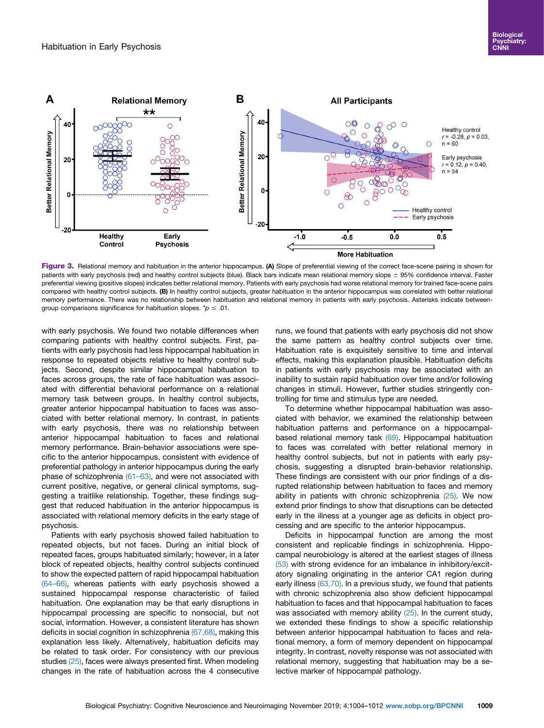Figure 3. Relational memory and habituation in the anterior hippocampus. **(A)** Slope of preferential viewing of the correct face-scene pairing is shown for patients with early psychosis (red) and healthy control subjects (blue). Black bars indicate mean relational memory slope ± 95% confidence interval. Faster preferential viewing (positive slopes) indicates better relational memory. Patients with early psychosis had worse relational memory for trained face-scene pairs compared with healthy control subjects. **(B)** In healthy control subjects, greater habituation in the anterior hippocampus was correlated with better relational memory performance. There was no relationship between habituation and relational memory in patients with early psychosis. Asterisks indicate between-group comparisons significance for habituation slopes. $^{*}p \leq .01$.

with early psychosis. We found two notable differences when comparing patients with healthy control subjects. First, patients with early psychosis had less hippocampal habituation in response to repeated objects relative to healthy control subjects. Second, despite similar hippocampal habituation to faces across groups, the rate of face habituation was associated with differential behavioral performance on a relational memory task between groups. In healthy control subjects, greater anterior hippocampal habituation to faces was associated with better relational memory. In contrast, in patients with early psychosis, there was no relationship between anterior hippocampal habituation to faces and relational memory performance. Brain-behavior associations were specific to the anterior hippocampus, consistent with evidence of preferential pathology in anterior hippocampus during the early phase of schizophrenia (61–63), and were not associated with current positive, negative, or general clinical symptoms, suggesting a traitlike relationship. Together, these findings suggest that reduced habituation in the anterior hippocampus is associated with relational memory deficits in the early stage of psychosis.

Patients with early psychosis showed failed habituation to repeated objects, but not faces. During an initial block of repeated faces, groups habituated similarly; however, in a later block of repeated objects, healthy control subjects continued to show the expected pattern of rapid hippocampal habituation (64–66), whereas patients with early psychosis showed a sustained hippocampal response characteristic of failed habituation. One explanation may be that early disruptions in hippocampal processing are specific to nonsocial, but not social, information. However, a consistent literature has shown deficits in social cognition in schizophrenia (67,68), making this explanation less likely. Alternatively, habituation deficits may be related to task order. For consistency with our previous studies (25), faces were always presented first. When modeling changes in the rate of habituation across the 4 consecutive runs, we found that patients with early psychosis did not show the same pattern as healthy control subjects over time. Habituation rate is exquisitely sensitive to time and interval effects, making this explanation plausible. Habituation deficits in patients with early psychosis may be associated with an inability to sustain rapid habituation over time and/or following changes in stimuli. However, further studies stringently controlling for time and stimulus type are needed.

To determine whether hippocampal habituation was associated with behavior, we examined the relationship between habituation patterns and performance on a hippocampal-based relational memory task (69). Hippocampal habituation to faces was correlated with better relational memory in healthy control subjects, but not in patients with early psychosis, suggesting a disrupted brain-behavior relationship. These findings are consistent with our prior findings of a disrupted relationship between habituation to faces and memory ability in patients with chronic schizophrenia (25). We now extend prior findings to show that disruptions can be detected early in the illness at a younger age as deficits in object processing and are specific to the anterior hippocampus.

Deficits in hippocampal function are among the most consistent and replicable findings in schizophrenia. Hippocampal neurobiology is altered at the earliest stages of illness (53) with strong evidence for an imbalance in inhibitory/excitatory signaling originating in the anterior CA1 region during early illness (63,70). In a previous study, we found that patients with chronic schizophrenia also show deficient hippocampal habituation to faces and that hippocampal habituation to faces was associated with memory ability (25). In the current study, we extended these findings to show a specific relationship between anterior hippocampal habituation to faces and relational memory, a form of memory dependent on hippocampal integrity. In contrast, novelty response was not associated with relational memory, suggesting that habituation may be a selective marker of hippocampal pathology.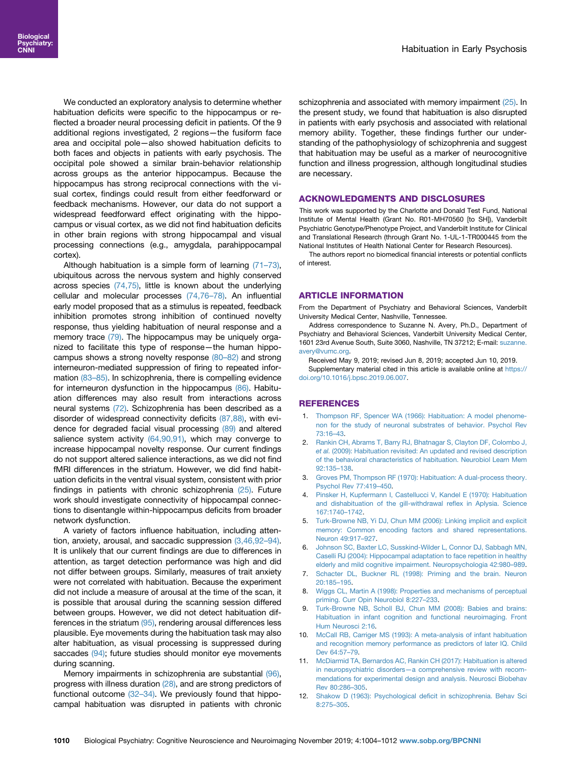We conducted an exploratory analysis to determine whether habituation deficits were specific to the hippocampus or reflected a broader neural processing deficit in patients. Of the 9 additional regions investigated, 2 regions—the fusiform face area and occipital pole—also showed habituation deficits to both faces and objects in patients with early psychosis. The occipital pole showed a similar brain-behavior relationship across groups as the anterior hippocampus. Because the hippocampus has strong reciprocal connections with the visual cortex, findings could result from either feedforward or feedback mechanisms. However, our data do not support a widespread feedforward effect originating with the hippocampus or visual cortex, as we did not find habituation deficits in other brain regions with strong hippocampal and visual processing connections (e.g., amygdala, parahippocampal cortex).

Although habituation is a simple form of learning (71–73), ubiquitous across the nervous system and highly conserved across species (74,75), little is known about the underlying cellular and molecular processes (74,76–78). An influential early model proposed that as a stimulus is repeated, feedback inhibition promotes strong inhibition of continued novelty response, thus yielding habituation of neural response and a memory trace (79). The hippocampus may be uniquely organized to facilitate this type of response—the human hippocampus shows a strong novelty response (80–82) and strong interneuron-mediated suppression of firing to repeated information (83–85). In schizophrenia, there is compelling evidence for interneuron dysfunction in the hippocampus (86). Habituation differences may also result from interactions across neural systems (72). Schizophrenia has been described as a disorder of widespread connectivity deficits (87,88), with evidence for degraded facial visual processing (89) and altered salience system activity (64,90,91), which may converge to increase hippocampal novelty response. Our current findings do not support altered salience interactions, as we did not find fMRI differences in the striatum. However, we did find habituation deficits in the ventral visual system, consistent with prior findings in patients with chronic schizophrenia (25). Future work should investigate connectivity of hippocampal connections to disentangle within-hippocampus deficits from broader network dysfunction.

A variety of factors influence habituation, including attention, anxiety, arousal, and saccadic suppression (3,46,92–94). It is unlikely that our current findings are due to differences in attention, as target detection performance was high and did not differ between groups. Similarly, measures of trait anxiety were not correlated with habituation. Because the experiment did not include a measure of arousal at the time of the scan, it is possible that arousal during the scanning session differed between groups. However, we did not detect habituation differences in the striatum (95), rendering arousal differences less plausible. Eye movements during the habituation task may also alter habituation, as visual processing is suppressed during saccades (94); future studies should monitor eye movements during scanning.

Memory impairments in schizophrenia are substantial (96), progress with illness duration (28), and are strong predictors of functional outcome (32–34). We previously found that hippocampal habituation was disrupted in patients with chronic schizophrenia and associated with memory impairment (25). In the present study, we found that habituation is also disrupted in patients with early psychosis and associated with relational memory ability. Together, these findings further our understanding of the pathophysiology of schizophrenia and suggest that habituation may be useful as a marker of neurocognitive function and illness progression, although longitudinal studies are necessary.

## ACKNOWLEDGMENTS AND DISCLOSURES

This work was supported by the Charlotte and Donald Test Fund, National Institute of Mental Health (Grant No. R01-MH70560 [to SH]), Vanderbilt Psychiatric Genotype/Phenotype Project, and Vanderbilt Institute for Clinical and Translational Research (through Grant No. 1-UL-1-TR000445 from the National Institutes of Health National Center for Research Resources).

The authors report no biomedical financial interests or potential conflicts of interest.

## ARTICLE INFORMATION

From the Department of Psychiatry and Behavioral Sciences, Vanderbilt University Medical Center, Nashville, Tennessee.

Address correspondence to Suzanne N. Avery, Ph.D., Department of Psychiatry and Behavioral Sciences, Vanderbilt University Medical Center, 1601 23rd Avenue South, Suite 3060, Nashville, TN 37212; E-mail: suzanne.avery@vumc.org.

Received May 9, 2019; revised Jun 8, 2019; accepted Jun 10, 2019.

Supplementary material cited in this article is available online at https://doi.org/10.1016/j.bpsc.2019.06.007.

## REFERENCES

1. Thompson RF, Spencer WA (1966): Habituation: A model phenomenon for the study of neuronal substrates of behavior. Psychol Rev 73:16–43.
2. Rankin CH, Abrams T, Barry RJ, Bhatnagar S, Clayton DF, Colombo J, *et al.* (2009): Habituation revisited: An updated and revised description of the behavioral characteristics of habituation. Neurobiol Learn Mem 92:135–138.
3. Groves PM, Thompson RF (1970): Habituation: A dual-process theory. Psychol Rev 77:419–450.
4. Pinsker H, Kupfermann I, Castellucci V, Kandel E (1970): Habituation and dishabituation of the gill-withdrawal reflex in Aplysia. Science 167:1740–1742.
5. Turk-Browne NB, Yi DJ, Chun MM (2006): Linking implicit and explicit memory: Common encoding factors and shared representations. Neuron 49:917–927.
6. Johnson SC, Baxter LC, Susskind-Wilder L, Connor DJ, Sabbagh MN, Caselli RJ (2004): Hippocampal adaptation to face repetition in healthy elderly and mild cognitive impairment. Neuropsychologia 42:980–989.
7. Schacter DL, Buckner RL (1998): Priming and the brain. Neuron 20:185–195.
8. Wiggs CL, Martin A (1998): Properties and mechanisms of perceptual priming. Curr Opin Neurobiol 8:227–233.
9. Turk-Browne NB, Scholl BJ, Chun MM (2008): Babies and brains: Habituation in infant cognition and functional neuroimaging. Front Hum Neurosci 2:16.
10. McCall RB, Carriger MS (1993): A meta-analysis of infant habituation and recognition memory performance as predictors of later IQ. Child Dev 64:57–79.
11. McDiarmid TA, Bernardos AC, Rankin CH (2017): Habituation is altered in neuropsychiatric disorders—a comprehensive review with recommendations for experimental design and analysis. Neurosci Biobehav Rev 80:286–305.
12. Shakow D (1963): Psychological deficit in schizophrenia. Behav Sci 8:275–305.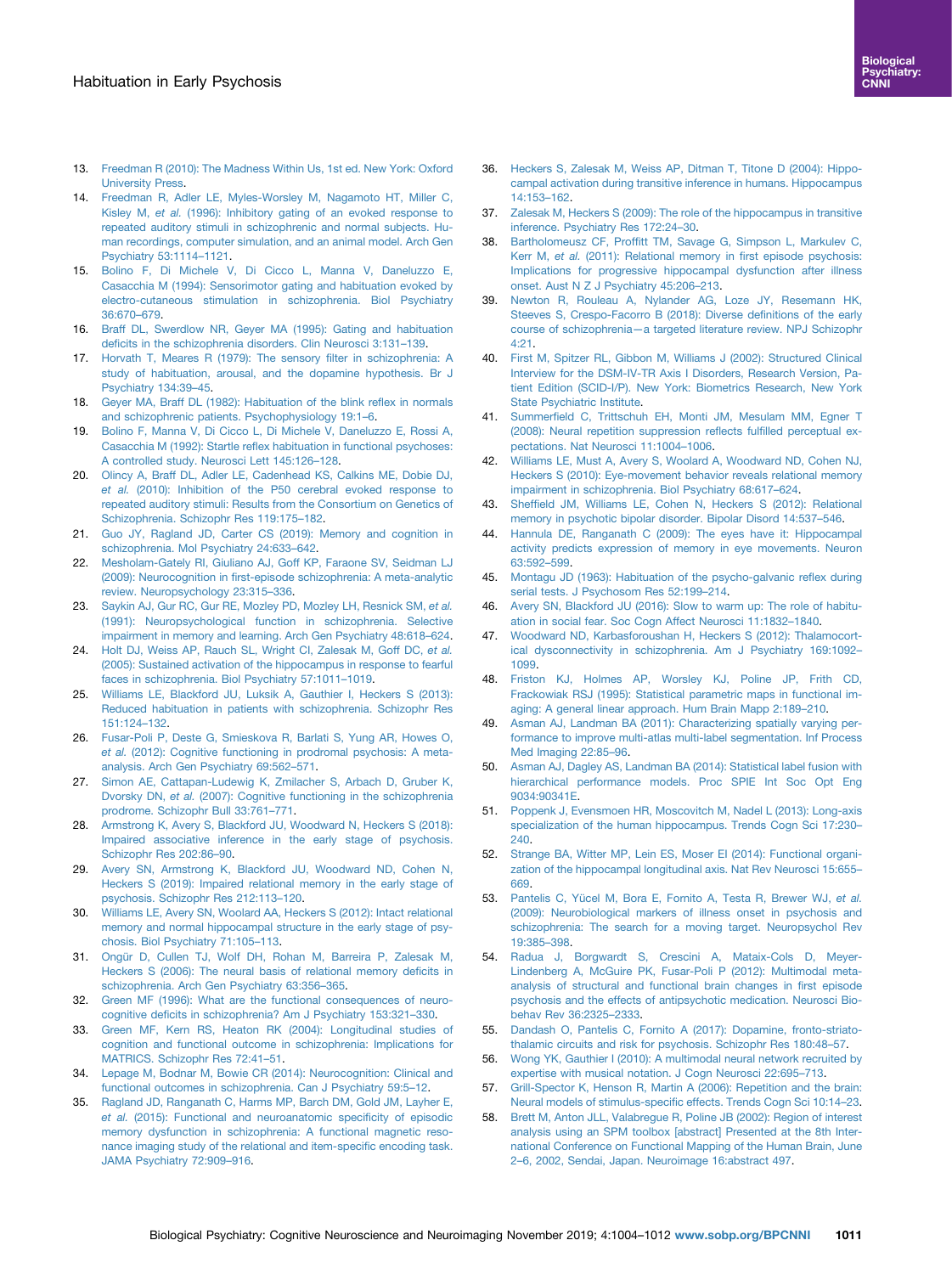13. Freedman R (2010): The Madness Within Us, 1st ed. New York: Oxford University Press.
14. Freedman R, Adler LE, Myles-Worsley M, Nagamoto HT, Miller C, Kisley M, *et al.* (1996): Inhibitory gating of an evoked response to repeated auditory stimuli in schizophrenic and normal subjects. Human recordings, computer simulation, and an animal model. Arch Gen Psychiatry 53:1114–1121.
15. Bolino F, Di Michele V, Di Cicco L, Manna V, Daneluzzo E, Casacchia M (1994): Sensorimotor gating and habituation evoked by electro-cutaneous stimulation in schizophrenia. Biol Psychiatry 36:670–679.
16. Braff DL, Swerdlow NR, Geyer MA (1995): Gating and habituation deficits in the schizophrenia disorders. Clin Neurosci 3:131–139.
17. Horvath T, Meares R (1979): The sensory filter in schizophrenia: A study of habituation, arousal, and the dopamine hypothesis. Br J Psychiatry 134:39–45.
18. Geyer MA, Braff DL (1982): Habituation of the blink reflex in normals and schizophrenic patients. Psychophysiology 19:1–6.
19. Bolino F, Manna V, Di Cicco L, Di Michele V, Daneluzzo E, Rossi A, Casacchia M (1992): Startle reflex habituation in functional psychoses: A controlled study. Neurosci Lett 145:126–128.
20. Olincy A, Braff DL, Adler LE, Cadenhead KS, Calkins ME, Dobie DJ, *et al.* (2010): Inhibition of the P50 cerebral evoked response to repeated auditory stimuli: Results from the Consortium on Genetics of Schizophrenia. Schizophr Res 119:175–182.
21. Guo JY, Ragland JD, Carter CS (2019): Memory and cognition in schizophrenia. Mol Psychiatry 24:633–642.
22. Mesholam-Gately RI, Giuliano AJ, Goff KP, Faraone SV, Seidman LJ (2009): Neurocognition in first-episode schizophrenia: A meta-analytic review. Neuropsychology 23:315–336.
23. Saykin AJ, Gur RC, Gur RE, Mozley PD, Mozley LH, Resnick SM, *et al.* (1991): Neuropsychological function in schizophrenia. Selective impairment in memory and learning. Arch Gen Psychiatry 48:618–624.
24. Holt DJ, Weiss AP, Rauch SL, Wright CI, Zalesak M, Goff DC, *et al.* (2005): Sustained activation of the hippocampus in response to fearful faces in schizophrenia. Biol Psychiatry 57:1011–1019.
25. Williams LE, Blackford JU, Luksik A, Gauthier I, Heckers S (2013): Reduced habituation in patients with schizophrenia. Schizophr Res 151:124–132.
26. Fusar-Poli P, Deste G, Smieskova R, Barlati S, Yung AR, Howes O, *et al.* (2012): Cognitive functioning in prodromal psychosis: A meta-analysis. Arch Gen Psychiatry 69:562–571.
27. Simon AE, Cattapan-Ludewig K, Zmilacher S, Arbach D, Gruber K, Dvorsky DN, *et al.* (2007): Cognitive functioning in the schizophrenia prodrome. Schizophr Bull 33:761–771.
28. Armstrong K, Avery S, Blackford JU, Woodward N, Heckers S (2018): Impaired associative inference in the early stage of psychosis. Schizophr Res 202:86–90.
29. Avery SN, Armstrong K, Blackford JU, Woodward ND, Cohen N, Heckers S (2019): Impaired relational memory in the early stage of psychosis. Schizophr Res 212:113–120.
30. Williams LE, Avery SN, Woolard AA, Heckers S (2012): Intact relational memory and normal hippocampal structure in the early stage of psychosis. Biol Psychiatry 71:105–113.
31. Ongür D, Cullen TJ, Wolf DH, Rohan M, Barreira P, Zalesak M, Heckers S (2006): The neural basis of relational memory deficits in schizophrenia. Arch Gen Psychiatry 63:356–365.
32. Green MF (1996): What are the functional consequences of neurocognitive deficits in schizophrenia? Am J Psychiatry 153:321–330.
33. Green MF, Kern RS, Heaton RK (2004): Longitudinal studies of cognition and functional outcome in schizophrenia: Implications for MATRICS. Schizophr Res 72:41–51.
34. Lepage M, Bodnar M, Bowie CR (2014): Neurocognition: Clinical and functional outcomes in schizophrenia. Can J Psychiatry 59:5–12.
35. Ragland JD, Ranganath C, Harms MP, Barch DM, Gold JM, Layher E, *et al.* (2015): Functional and neuroanatomic specificity of episodic memory dysfunction in schizophrenia: A functional magnetic resonance imaging study of the relational and item-specific encoding task. JAMA Psychiatry 72:909–916.
36. Heckers S, Zalesak M, Weiss AP, Ditman T, Titone D (2004): Hippocampal activation during transitive inference in humans. Hippocampus 14:153–162.
37. Zalesak M, Heckers S (2009): The role of the hippocampus in transitive inference. Psychiatry Res 172:24–30.
38. Bartholomeusz CF, Proffitt TM, Savage G, Simpson L, Markulev C, Kerr M, *et al.* (2011): Relational memory in first episode psychosis: Implications for progressive hippocampal dysfunction after illness onset. Aust N Z J Psychiatry 45:206–213.
39. Newton R, Rouleau A, Nylander AG, Loze JY, Resemann HK, Steeves S, Crespo-Facorro B (2018): Diverse definitions of the early course of schizophrenia—a targeted literature review. NPJ Schizophr 4:21.
40. First M, Spitzer RL, Gibbon M, Williams J (2002): Structured Clinical Interview for the DSM-IV-TR Axis I Disorders, Research Version, Patient Edition (SCID-I/P). New York: Biometrics Research, New York State Psychiatric Institute.
41. Summerfield C, Trittschuh EH, Monti JM, Mesulam MM, Egner T (2008): Neural repetition suppression reflects fulfilled perceptual expectations. Nat Neurosci 11:1004–1006.
42. Williams LE, Must A, Avery S, Woolard A, Woodward ND, Cohen NJ, Heckers S (2010): Eye-movement behavior reveals relational memory impairment in schizophrenia. Biol Psychiatry 68:617–624.
43. Sheffield JM, Williams LE, Cohen N, Heckers S (2012): Relational memory in psychotic bipolar disorder. Bipolar Disord 14:537–546.
44. Hannula DE, Ranganath C (2009): The eyes have it: Hippocampal activity predicts expression of memory in eye movements. Neuron 63:592–599.
45. Montagu JD (1963): Habituation of the psycho-galvanic reflex during serial tests. J Psychosom Res 52:199–214.
46. Avery SN, Blackford JU (2016): Slow to warm up: The role of habituation in social fear. Soc Cogn Affect Neurosci 11:1832–1840.
47. Woodward ND, Karbasforoushan H, Heckers S (2012): Thalamocortical dysconnectivity in schizophrenia. Am J Psychiatry 169:1092–1099.
48. Friston KJ, Holmes AP, Worsley KJ, Poline JP, Frith CD, Frackowiak RSJ (1995): Statistical parametric maps in functional imaging: A general linear approach. Hum Brain Mapp 2:189–210.
49. Asman AJ, Landman BA (2011): Characterizing spatially varying performance to improve multi-atlas multi-label segmentation. Inf Process Med Imaging 22:85–96.
50. Asman AJ, Dagley AS, Landman BA (2014): Statistical label fusion with hierarchical performance models. Proc SPIE Int Soc Opt Eng 9034:90341E.
51. Poppenk J, Evensmoen HR, Moscovitch M, Nadel L (2013): Long-axis specialization of the human hippocampus. Trends Cogn Sci 17:230–240.
52. Strange BA, Witter MP, Lein ES, Moser EI (2014): Functional organization of the hippocampal longitudinal axis. Nat Rev Neurosci 15:655–669.
53. Pantelis C, Yücel M, Bora E, Fornito A, Testa R, Brewer WJ, *et al.* (2009): Neurobiological markers of illness onset in psychosis and schizophrenia: The search for a moving target. Neuropsychol Rev 19:385–398.
54. Radua J, Borgwardt S, Crescini A, Mataix-Cols D, Meyer-Lindenberg A, McGuire PK, Fusar-Poli P (2012): Multimodal meta-analysis of structural and functional brain changes in first episode psychosis and the effects of antipsychotic medication. Neurosci Biobehav Rev 36:2325–2333.
55. Dandash O, Pantelis C, Fornito A (2017): Dopamine, fronto-striato-thalamic circuits and risk for psychosis. Schizophr Res 180:48–57.
56. Wong YK, Gauthier I (2010): A multimodal neural network recruited by expertise with musical notation. J Cogn Neurosci 22:695–713.
57. Grill-Spector K, Henson R, Martin A (2006): Repetition and the brain: Neural models of stimulus-specific effects. Trends Cogn Sci 10:14–23.
58. Brett M, Anton JLL, Valabregue R, Poline JB (2002): Region of interest analysis using an SPM toolbox [abstract] Presented at the 8th International Conference on Functional Mapping of the Human Brain, June 2–6, 2002, Sendai, Japan. Neuroimage 16:abstract 497.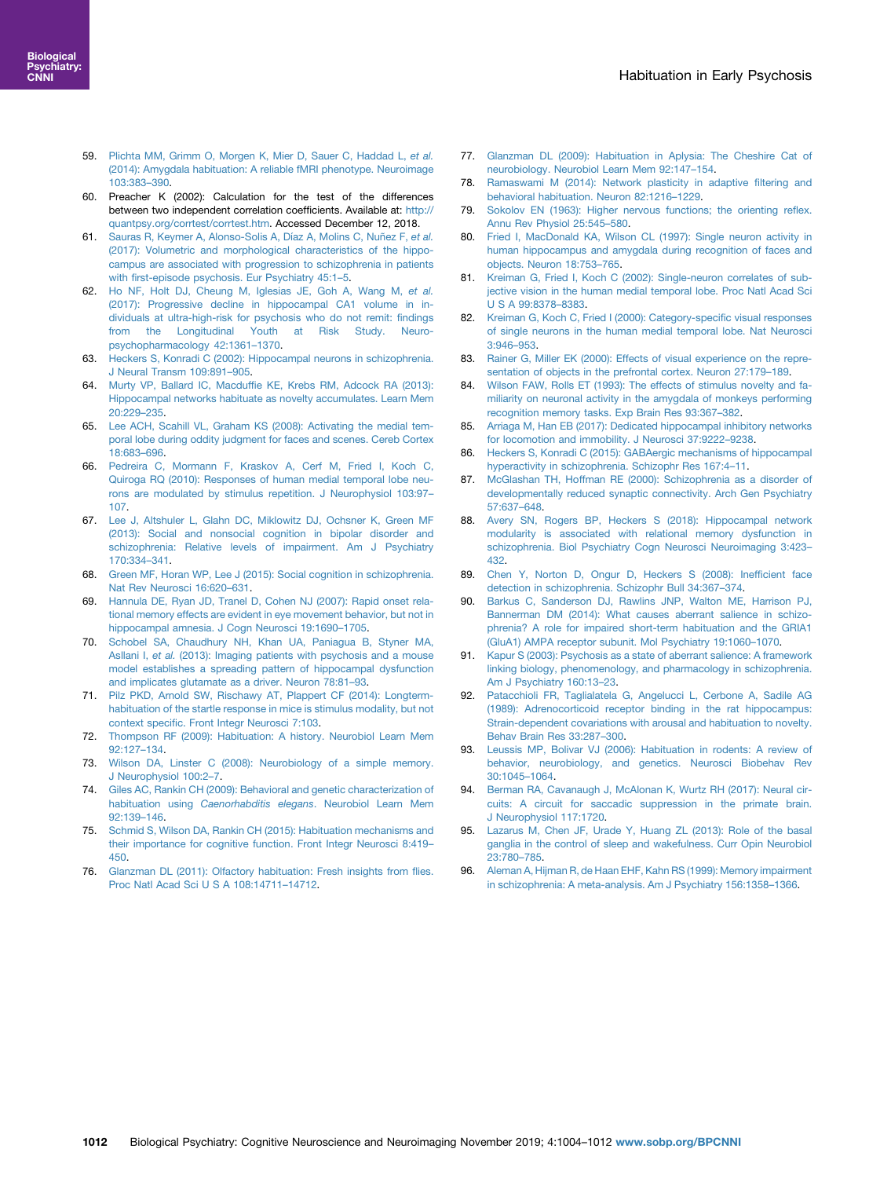59. Plichta MM, Grimm O, Morgen K, Mier D, Sauer C, Haddad L, *et al.* (2014): Amygdala habituation: A reliable fMRI phenotype. Neuroimage 103:383–390.
60. Preacher K (2002): Calculation for the test of the differences between two independent correlation coefficients. Available at: http://quantpsy.org/corrtest/corrtest.htm. Accessed December 12, 2018.
61. Sauras R, Keymer A, Alonso-Solis A, Díaz A, Molins C, Nuñez F, *et al.* (2017): Volumetric and morphological characteristics of the hippocampus are associated with progression to schizophrenia in patients with first-episode psychosis. Eur Psychiatry 45:1–5.
62. Ho NF, Holt DJ, Cheung M, Iglesias JE, Goh A, Wang M, *et al.* (2017): Progressive decline in hippocampal CA1 volume in individuals at ultra-high-risk for psychosis who do not remit: findings from the Longitudinal Youth at Risk Study. Neuropsychopharmacology 42:1361–1370.
63. Heckers S, Konradi C (2002): Hippocampal neurons in schizophrenia. J Neural Transm 109:891–905.
64. Murty VP, Ballard IC, Macduffie KE, Krebs RM, Adcock RA (2013): Hippocampal networks habituate as novelty accumulates. Learn Mem 20:229–235.
65. Lee ACH, Scahill VL, Graham KS (2008): Activating the medial temporal lobe during oddity judgment for faces and scenes. Cereb Cortex 18:683–696.
66. Pedreira C, Mormann F, Kraskov A, Cerf M, Fried I, Koch C, Quiroga RQ (2010): Responses of human medial temporal lobe neurons are modulated by stimulus repetition. J Neurophysiol 103:97–107.
67. Lee J, Altshuler L, Glahn DC, Miklowitz DJ, Ochsner K, Green MF (2013): Social and nonsocial cognition in bipolar disorder and schizophrenia: Relative levels of impairment. Am J Psychiatry 170:334–341.
68. Green MF, Horan WP, Lee J (2015): Social cognition in schizophrenia. Nat Rev Neurosci 16:620–631.
69. Hannula DE, Ryan JD, Tranel D, Cohen NJ (2007): Rapid onset relational memory effects are evident in eye movement behavior, but not in hippocampal amnesia. J Cogn Neurosci 19:1690–1705.
70. Schobel SA, Chaudhury NH, Khan UA, Paniagua B, Styner MA, Asllani I, *et al.* (2013): Imaging patients with psychosis and a mouse model establishes a spreading pattern of hippocampal dysfunction and implicates glutamate as a driver. Neuron 78:81–93.
71. Pilz PKD, Arnold SW, Rischawy AT, Plappert CF (2014): Longterm-habituation of the startle response in mice is stimulus modality, but not context specific. Front Integr Neurosci 7:103.
72. Thompson RF (2009): Habituation: A history. Neurobiol Learn Mem 92:127–134.
73. Wilson DA, Linster C (2008): Neurobiology of a simple memory. J Neurophysiol 100:2–7.
74. Giles AC, Rankin CH (2009): Behavioral and genetic characterization of habituation using *Caenorhabditis elegans*. Neurobiol Learn Mem 92:139–146.
75. Schmid S, Wilson DA, Rankin CH (2015): Habituation mechanisms and their importance for cognitive function. Front Integr Neurosci 8:419–450.
76. Glanzman DL (2011): Olfactory habituation: Fresh insights from flies. Proc Natl Acad Sci U S A 108:14711–14712.
77. Glanzman DL (2009): Habituation in Aplysia: The Cheshire Cat of neurobiology. Neurobiol Learn Mem 92:147–154.
78. Ramaswami M (2014): Network plasticity in adaptive filtering and behavioral habituation. Neuron 82:1216–1229.
79. Sokolov EN (1963): Higher nervous functions; the orienting reflex. Annu Rev Physiol 25:545–580.
80. Fried I, MacDonald KA, Wilson CL (1997): Single neuron activity in human hippocampus and amygdala during recognition of faces and objects. Neuron 18:753–765.
81. Kreiman G, Fried I, Koch C (2002): Single-neuron correlates of subjective vision in the human medial temporal lobe. Proc Natl Acad Sci U S A 99:8378–8383.
82. Kreiman G, Koch C, Fried I (2000): Category-specific visual responses of single neurons in the human medial temporal lobe. Nat Neurosci 3:946–953.
83. Rainer G, Miller EK (2000): Effects of visual experience on the representation of objects in the prefrontal cortex. Neuron 27:179–189.
84. Wilson FAW, Rolls ET (1993): The effects of stimulus novelty and familiarity on neuronal activity in the amygdala of monkeys performing recognition memory tasks. Exp Brain Res 93:367–382.
85. Arriaga M, Han EB (2017): Dedicated hippocampal inhibitory networks for locomotion and immobility. J Neurosci 37:9222–9238.
86. Heckers S, Konradi C (2015): GABAergic mechanisms of hippocampal hyperactivity in schizophrenia. Schizophr Res 167:4–11.
87. McGlashan TH, Hoffman RE (2000): Schizophrenia as a disorder of developmentally reduced synaptic connectivity. Arch Gen Psychiatry 57:637–648.
88. Avery SN, Rogers BP, Heckers S (2018): Hippocampal network modularity is associated with relational memory dysfunction in schizophrenia. Biol Psychiatry Cogn Neurosci Neuroimaging 3:423–432.
89. Chen Y, Norton D, Ongur D, Heckers S (2008): Inefficient face detection in schizophrenia. Schizophr Bull 34:367–374.
90. Barkus C, Sanderson DJ, Rawlins JNP, Walton ME, Harrison PJ, Bannerman DM (2014): What causes aberrant salience in schizophrenia? A role for impaired short-term habituation and the GRIA1 (GluA1) AMPA receptor subunit. Mol Psychiatry 19:1060–1070.
91. Kapur S (2003): Psychosis as a state of aberrant salience: A framework linking biology, phenomenology, and pharmacology in schizophrenia. Am J Psychiatry 160:13–23.
92. Patacchioli FR, Taglialatela G, Angelucci L, Cerbone A, Sadile AG (1989): Adrenocorticoid receptor binding in the rat hippocampus: Strain-dependent covariations with arousal and habituation to novelty. Behav Brain Res 33:287–300.
93. Leussis MP, Bolivar VJ (2006): Habituation in rodents: A review of behavior, neurobiology, and genetics. Neurosci Biobehav Rev 30:1045–1064.
94. Berman RA, Cavanaugh J, McAlonan K, Wurtz RH (2017): Neural circuits: A circuit for saccadic suppression in the primate brain. J Neurophysiol 117:1720.
95. Lazarus M, Chen JF, Urade Y, Huang ZL (2013): Role of the basal ganglia in the control of sleep and wakefulness. Curr Opin Neurobiol 23:780–785.
96. Aleman A, Hijman R, de Haan EHF, Kahn RS (1999): Memory impairment in schizophrenia: A meta-analysis. Am J Psychiatry 156:1358–1366.